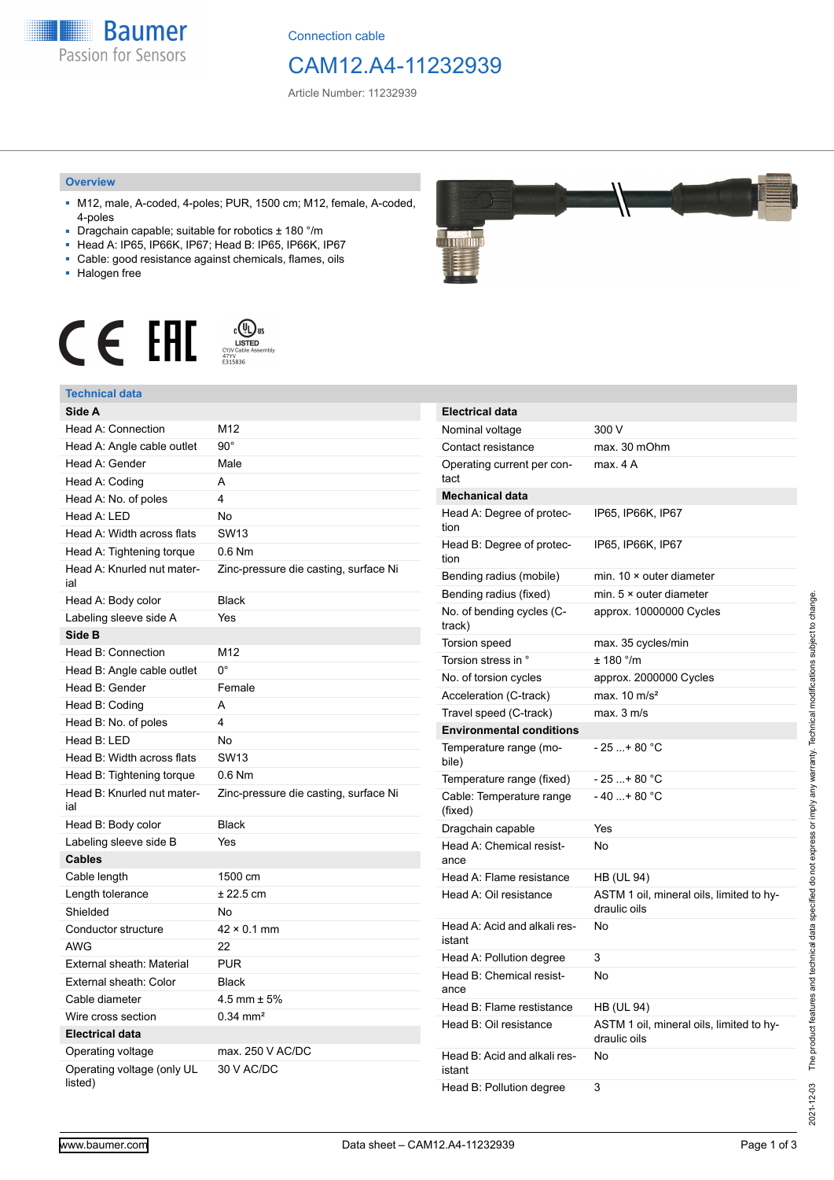Connection cable

# CAM12.A4-11232939

Article Number: 11232939

## Overview

- M12, male, A-coded, 4-poles; PUR, 1500 cm; M12, female, A-coded, 4-poles
- Dragchain capable; suitable for robotics ± 180 °/m
- Head A: IP65, IP66K, IP67; Head B: IP65, IP66K, IP67
- Cable: good resistance against chemicals, flames, oils
- Halogen free

LISTED CYJV Cable Assembly 47YV E315836

## Technical data

| **Side A** | |
|---|---|
| Head A: Connection | M12 |
| Head A: Angle cable outlet | 90° |
| Head A: Gender | Male |
| Head A: Coding | A |
| Head A: No. of poles | 4 |
| Head A: LED | No |
| Head A: Width across flats | SW13 |
| Head A: Tightening torque | 0.6 Nm |
| Head A: Knurled nut material | Zinc-pressure die casting, surface Ni |
| Head A: Body color | Black |
| Labeling sleeve side A | Yes |
| **Side B** | |
| Head B: Connection | M12 |
| Head B: Angle cable outlet | 0° |
| Head B: Gender | Female |
| Head B: Coding | A |
| Head B: No. of poles | 4 |
| Head B: LED | No |
| Head B: Width across flats | SW13 |
| Head B: Tightening torque | 0.6 Nm |
| Head B: Knurled nut material | Zinc-pressure die casting, surface Ni |
| Head B: Body color | Black |
| Labeling sleeve side B | Yes |
| **Cables** | |
| Cable length | 1500 cm |
| Length tolerance | ± 22.5 cm |
| Shielded | No |
| Conductor structure | 42 × 0.1 mm |
| AWG | 22 |
| External sheath: Material | PUR |
| External sheath: Color | Black |
| Cable diameter | 4.5 mm ± 5% |
| Wire cross section | 0.34 mm² |
| **Electrical data** | |
| Operating voltage | max. 250 V AC/DC |
| Operating voltage (only UL listed) | 30 V AC/DC |

| **Electrical data** | |
|---|---|
| Nominal voltage | 300 V |
| Contact resistance | max. 30 mOhm |
| Operating current per contact | max. 4 A |
| **Mechanical data** | |
| Head A: Degree of protection | IP65, IP66K, IP67 |
| Head B: Degree of protection | IP65, IP66K, IP67 |
| Bending radius (mobile) | min. 10 × outer diameter |
| Bending radius (fixed) | min. 5 × outer diameter |
| No. of bending cycles (C-track) | approx. 10000000 Cycles |
| Torsion speed | max. 35 cycles/min |
| Torsion stress in ° | ± 180 °/m |
| No. of torsion cycles | approx. 2000000 Cycles |
| Acceleration (C-track) | max. 10 m/s² |
| Travel speed (C-track) | max. 3 m/s |
| **Environmental conditions** | |
| Temperature range (mobile) | - 25 ...+ 80 °C |
| Temperature range (fixed) | - 25 ...+ 80 °C |
| Cable: Temperature range (fixed) | - 40 ...+ 80 °C |
| Dragchain capable | Yes |
| Head A: Chemical resistance | No |
| Head A: Flame resistance | HB (UL 94) |
| Head A: Oil resistance | ASTM 1 oil, mineral oils, limited to hydraulic oils |
| Head A: Acid and alkali resistant | No |
| Head A: Pollution degree | 3 |
| Head B: Chemical resistance | No |
| Head B: Flame resistance | HB (UL 94) |
| Head B: Oil resistance | ASTM 1 oil, mineral oils, limited to hydraulic oils |
| Head B: Acid and alkali resistant | No |
| Head B: Pollution degree | 3 |

2021-12-03 The product features and technical data specified do not express or imply any warranty. Technical modifications subject to change.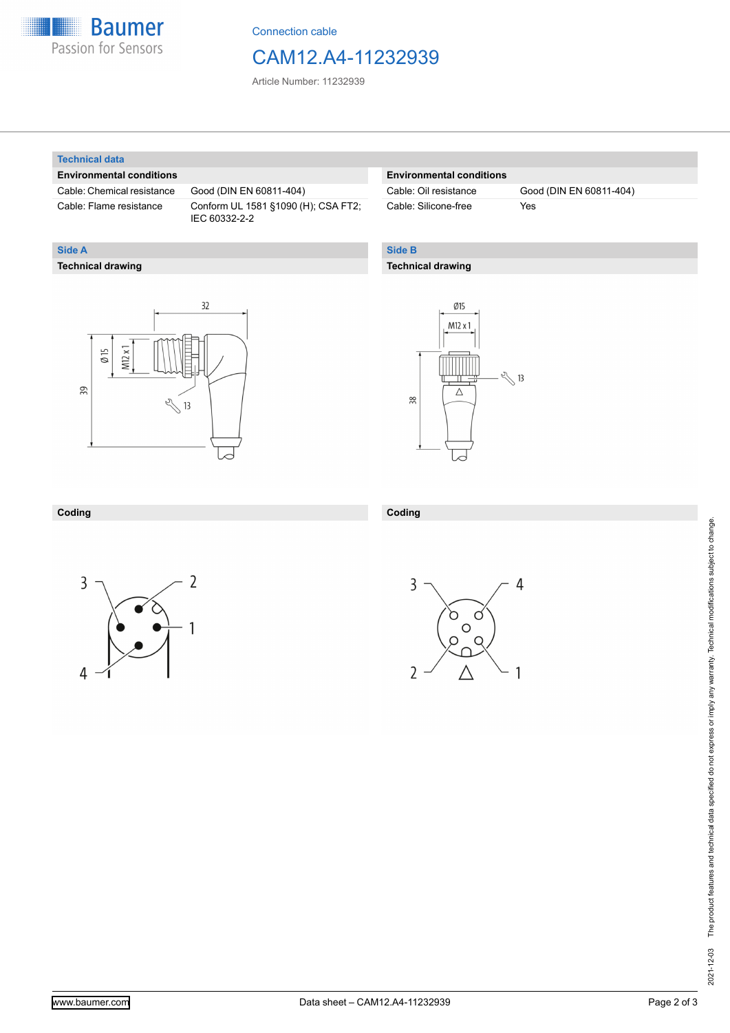Connection cable

# CAM12.A4-11232939

Article Number: 11232939

## Technical data

| Environmental conditions | |
|---|---|
| Cable: Chemical resistance | Good (DIN EN 60811-404) |
| Cable: Flame resistance | Conform UL 1581 §1090 (H); CSA FT2; IEC 60332-2-2 |

| Environmental conditions | |
|---|---|
| Cable: Oil resistance | Good (DIN EN 60811-404) |
| Cable: Silicone-free | Yes |

## Side A

### Technical drawing

### Coding

## Side B

### Technical drawing

### Coding

The product features and technical data specified do not express or imply any warranty. Technical modifications subject to change.

2021-12-03

www.baumer.com

Data sheet – CAM12.A4-11232939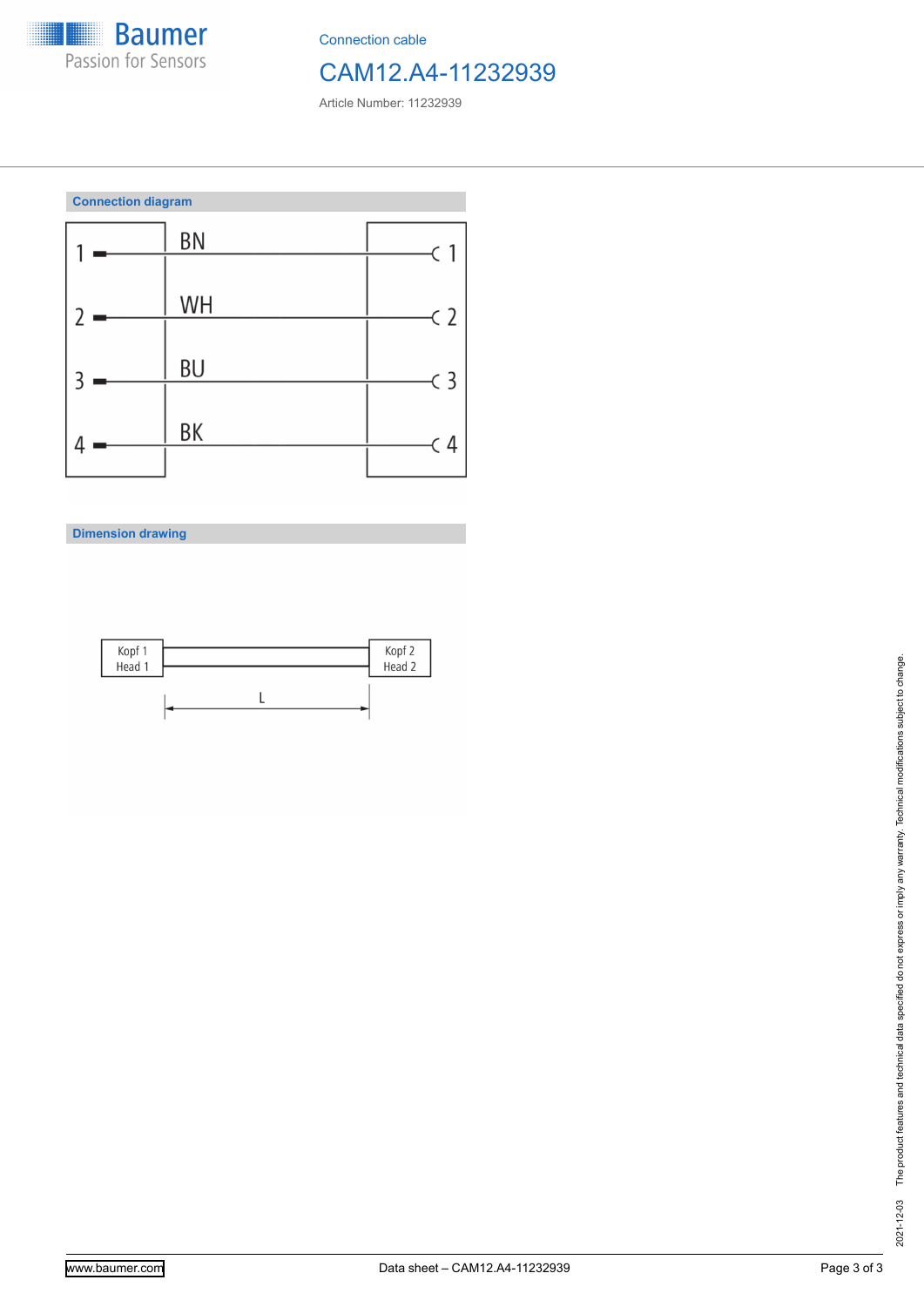Connection cable

# CAM12.A4-11232939

Article Number: 11232939

## Connection diagram

1 BN 1
2 WH 2
3 BU 3
4 BK 4

## Dimension drawing

Kopf 1
Head 1

Kopf 2
Head 2

L

2021-12-03 The product features and technical data specified do not express or imply any warranty. Technical modifications subject to change.